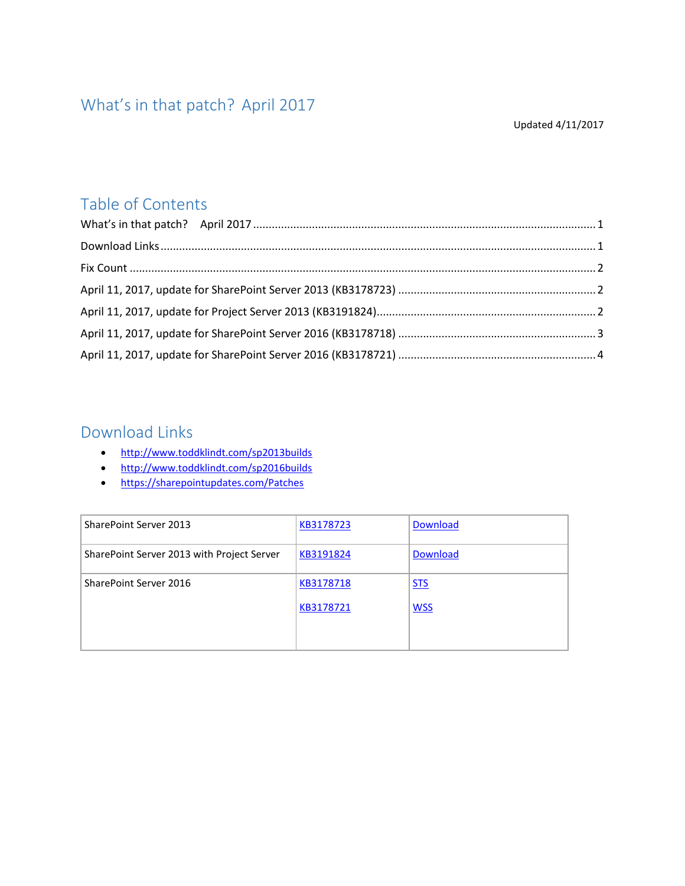# What's in that patch? April 2017

Updated 4/11/2017

## Table of Contents

What's in that patch? April 2017 .......... 1

Download Links .......... 1

Fix Count .......... 2

April 11, 2017, update for SharePoint Server 2013 (KB3178723) .......... 2

April 11, 2017, update for Project Server 2013 (KB3191824) .......... 2

April 11, 2017, update for SharePoint Server 2016 (KB3178718) .......... 3

April 11, 2017, update for SharePoint Server 2016 (KB3178721) .......... 4

## Download Links

- http://www.toddklindt.com/sp2013builds
- http://www.toddklindt.com/sp2016builds
- https://sharepointupdates.com/Patches

| SharePoint Server 2013 | KB3178723 | Download |
|---|---|---|
| SharePoint Server 2013 with Project Server | KB3191824 | Download |
| SharePoint Server 2016 | KB3178718<br>KB3178721 | STS<br>WSS |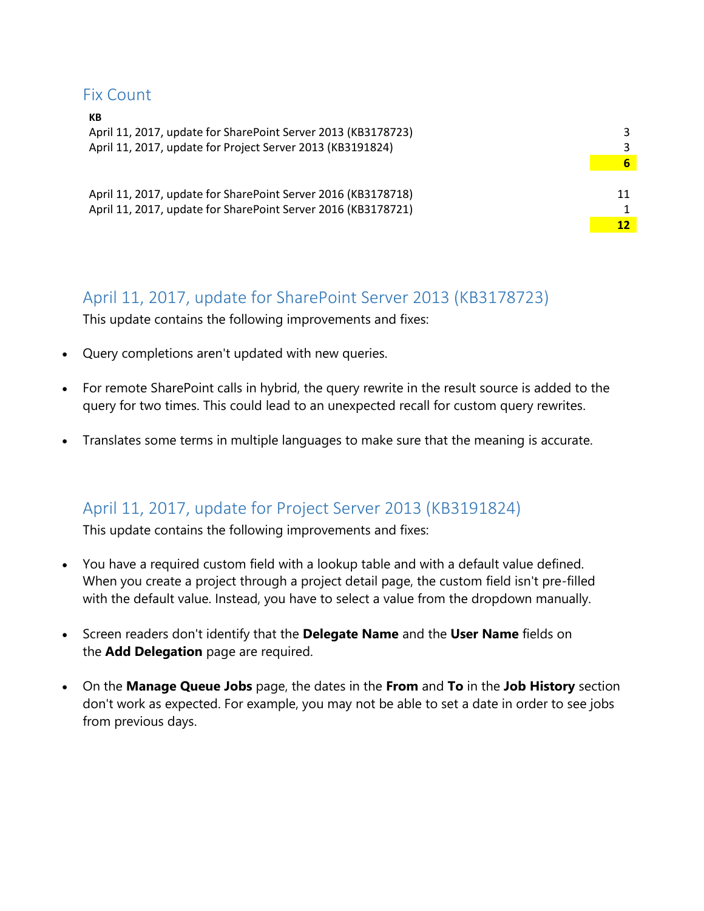## Fix Count

| KB | |
|---|---|
| April 11, 2017, update for SharePoint Server 2013 (KB3178723) | 3 |
| April 11, 2017, update for Project Server 2013 (KB3191824) | 3 |
| | **6** |
| | |
| April 11, 2017, update for SharePoint Server 2016 (KB3178718) | 11 |
| April 11, 2017, update for SharePoint Server 2016 (KB3178721) | 1 |
| | **12** |

## April 11, 2017, update for SharePoint Server 2013 (KB3178723)

This update contains the following improvements and fixes:

- Query completions aren't updated with new queries.
- For remote SharePoint calls in hybrid, the query rewrite in the result source is added to the query for two times. This could lead to an unexpected recall for custom query rewrites.
- Translates some terms in multiple languages to make sure that the meaning is accurate.

## April 11, 2017, update for Project Server 2013 (KB3191824)

This update contains the following improvements and fixes:

- You have a required custom field with a lookup table and with a default value defined. When you create a project through a project detail page, the custom field isn't pre-filled with the default value. Instead, you have to select a value from the dropdown manually.
- Screen readers don't identify that the **Delegate Name** and the **User Name** fields on the **Add Delegation** page are required.
- On the **Manage Queue Jobs** page, the dates in the **From** and **To** in the **Job History** section don't work as expected. For example, you may not be able to set a date in order to see jobs from previous days.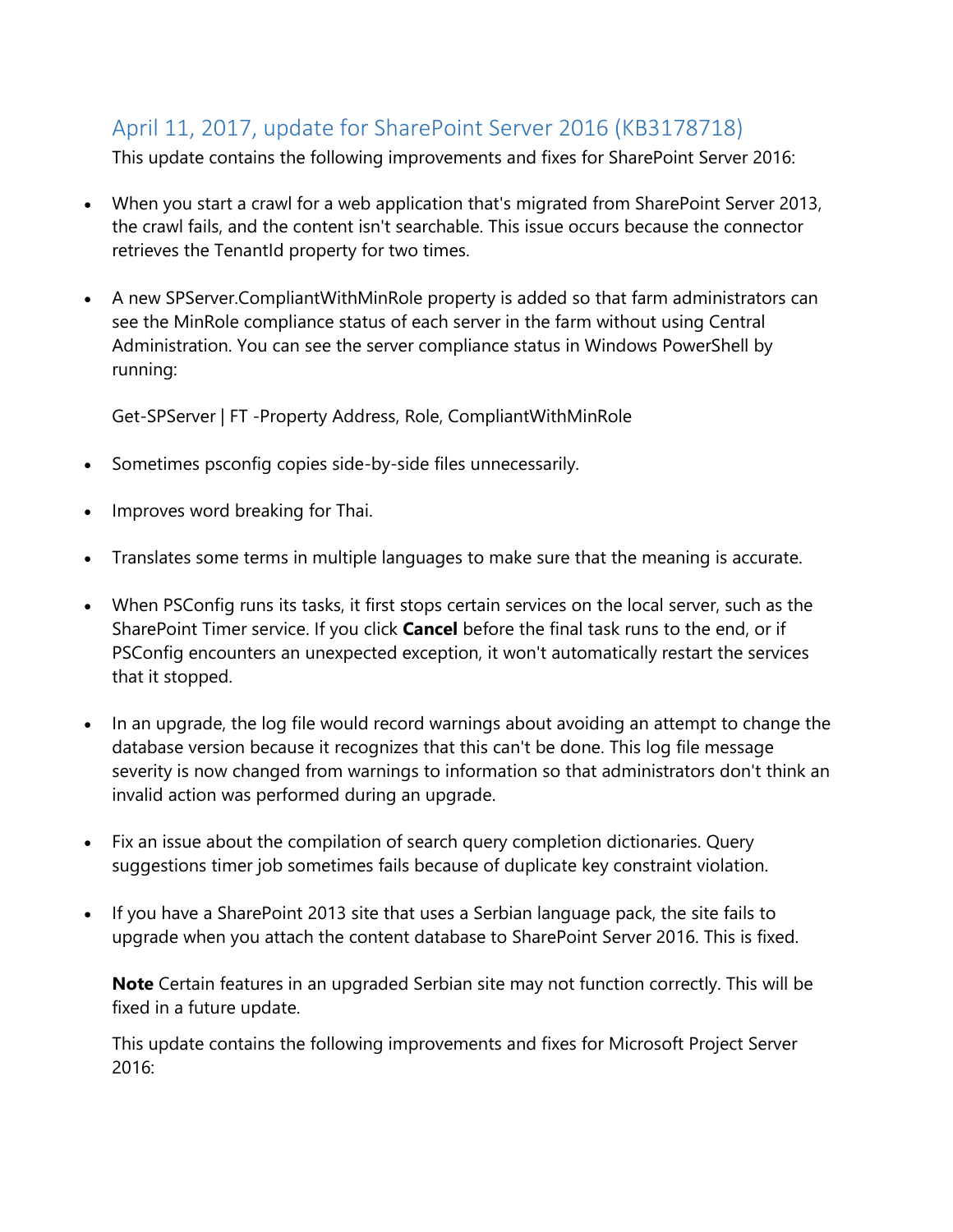## April 11, 2017, update for SharePoint Server 2016 (KB3178718)

This update contains the following improvements and fixes for SharePoint Server 2016:

- When you start a crawl for a web application that's migrated from SharePoint Server 2013, the crawl fails, and the content isn't searchable. This issue occurs because the connector retrieves the TenantId property for two times.

- A new SPServer.CompliantWithMinRole property is added so that farm administrators can see the MinRole compliance status of each server in the farm without using Central Administration. You can see the server compliance status in Windows PowerShell by running:

  Get-SPServer | FT -Property Address, Role, CompliantWithMinRole

- Sometimes psconfig copies side-by-side files unnecessarily.

- Improves word breaking for Thai.

- Translates some terms in multiple languages to make sure that the meaning is accurate.

- When PSConfig runs its tasks, it first stops certain services on the local server, such as the SharePoint Timer service. If you click **Cancel** before the final task runs to the end, or if PSConfig encounters an unexpected exception, it won't automatically restart the services that it stopped.

- In an upgrade, the log file would record warnings about avoiding an attempt to change the database version because it recognizes that this can't be done. This log file message severity is now changed from warnings to information so that administrators don't think an invalid action was performed during an upgrade.

- Fix an issue about the compilation of search query completion dictionaries. Query suggestions timer job sometimes fails because of duplicate key constraint violation.

- If you have a SharePoint 2013 site that uses a Serbian language pack, the site fails to upgrade when you attach the content database to SharePoint Server 2016. This is fixed.

  **Note** Certain features in an upgraded Serbian site may not function correctly. This will be fixed in a future update.

  This update contains the following improvements and fixes for Microsoft Project Server 2016: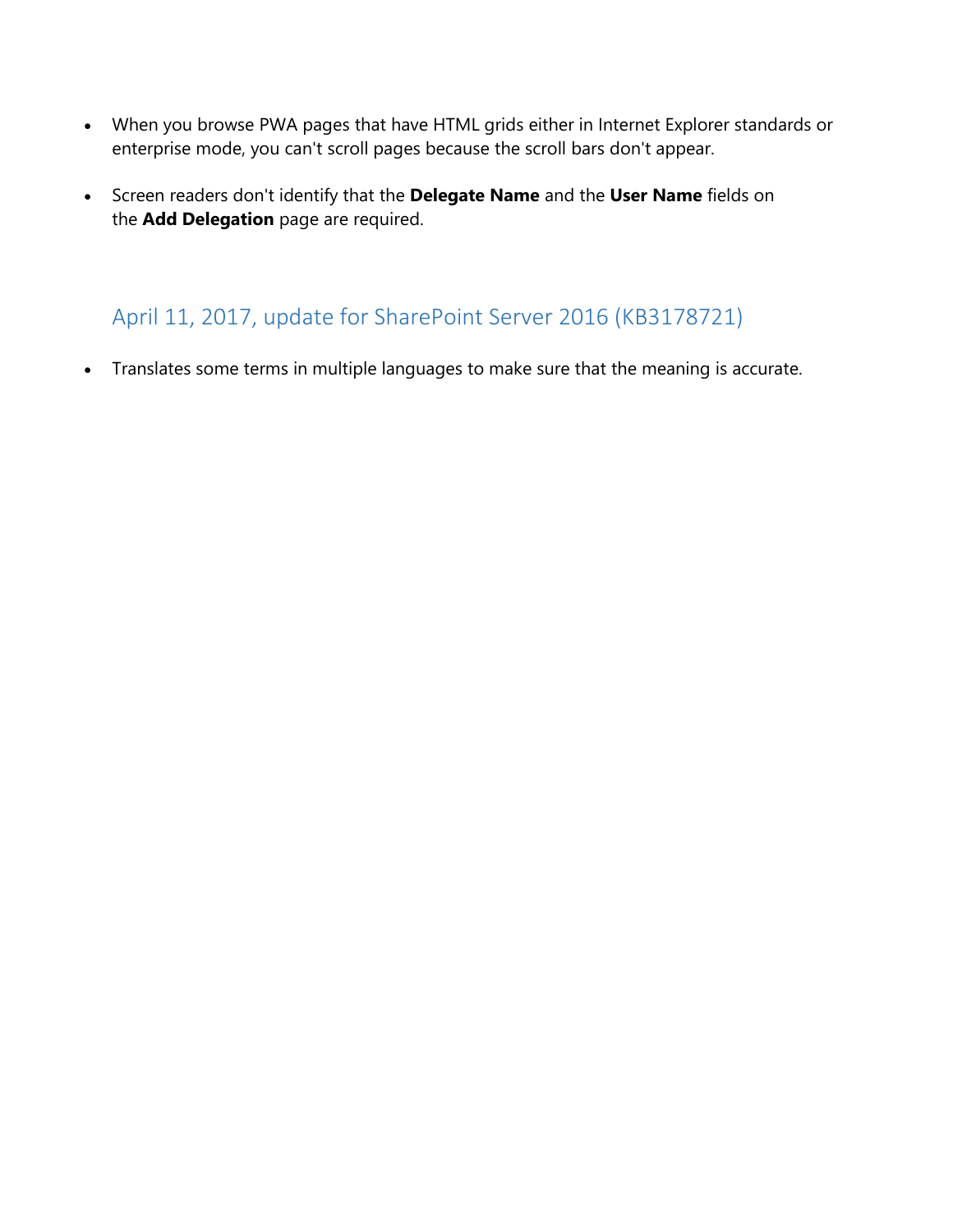- When you browse PWA pages that have HTML grids either in Internet Explorer standards or enterprise mode, you can't scroll pages because the scroll bars don't appear.
- Screen readers don't identify that the **Delegate Name** and the **User Name** fields on the **Add Delegation** page are required.

## April 11, 2017, update for SharePoint Server 2016 (KB3178721)

- Translates some terms in multiple languages to make sure that the meaning is accurate.